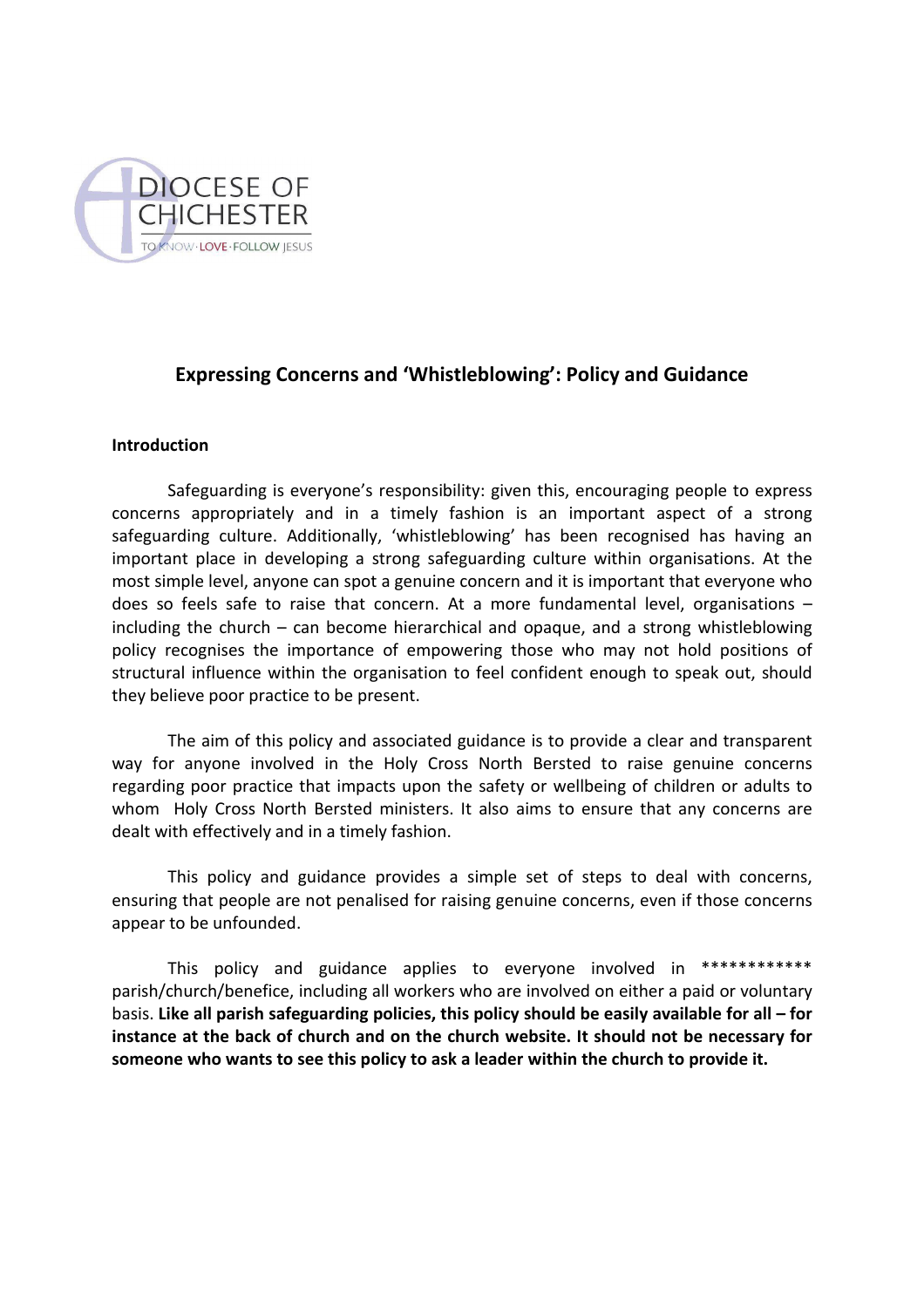DIOCESE OF CHICHESTER

TO KNOW · LOVE · FOLLOW JESUS

# Expressing Concerns and 'Whistleblowing': Policy and Guidance

## Introduction

Safeguarding is everyone's responsibility: given this, encouraging people to express concerns appropriately and in a timely fashion is an important aspect of a strong safeguarding culture. Additionally, 'whistleblowing' has been recognised has having an important place in developing a strong safeguarding culture within organisations. At the most simple level, anyone can spot a genuine concern and it is important that everyone who does so feels safe to raise that concern. At a more fundamental level, organisations – including the church – can become hierarchical and opaque, and a strong whistleblowing policy recognises the importance of empowering those who may not hold positions of structural influence within the organisation to feel confident enough to speak out, should they believe poor practice to be present.

The aim of this policy and associated guidance is to provide a clear and transparent way for anyone involved in the Holy Cross North Bersted to raise genuine concerns regarding poor practice that impacts upon the safety or wellbeing of children or adults to whom Holy Cross North Bersted ministers. It also aims to ensure that any concerns are dealt with effectively and in a timely fashion.

This policy and guidance provides a simple set of steps to deal with concerns, ensuring that people are not penalised for raising genuine concerns, even if those concerns appear to be unfounded.

This policy and guidance applies to everyone involved in ************ parish/church/benefice, including all workers who are involved on either a paid or voluntary basis. **Like all parish safeguarding policies, this policy should be easily available for all – for instance at the back of church and on the church website. It should not be necessary for someone who wants to see this policy to ask a leader within the church to provide it.**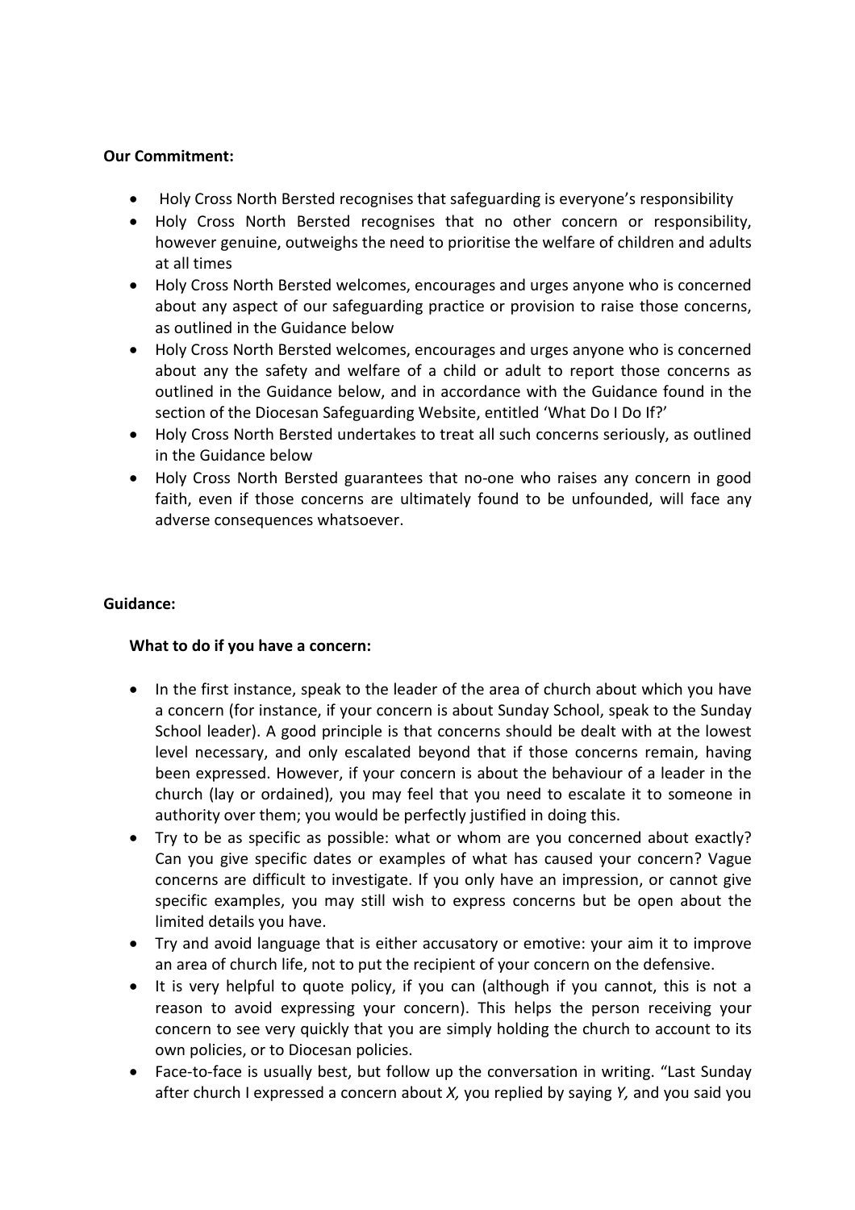**Our Commitment:**

- Holy Cross North Bersted recognises that safeguarding is everyone's responsibility
- Holy Cross North Bersted recognises that no other concern or responsibility, however genuine, outweighs the need to prioritise the welfare of children and adults at all times
- Holy Cross North Bersted welcomes, encourages and urges anyone who is concerned about any aspect of our safeguarding practice or provision to raise those concerns, as outlined in the Guidance below
- Holy Cross North Bersted welcomes, encourages and urges anyone who is concerned about any the safety and welfare of a child or adult to report those concerns as outlined in the Guidance below, and in accordance with the Guidance found in the section of the Diocesan Safeguarding Website, entitled 'What Do I Do If?'
- Holy Cross North Bersted undertakes to treat all such concerns seriously, as outlined in the Guidance below
- Holy Cross North Bersted guarantees that no-one who raises any concern in good faith, even if those concerns are ultimately found to be unfounded, will face any adverse consequences whatsoever.

**Guidance:**

**What to do if you have a concern:**

- In the first instance, speak to the leader of the area of church about which you have a concern (for instance, if your concern is about Sunday School, speak to the Sunday School leader). A good principle is that concerns should be dealt with at the lowest level necessary, and only escalated beyond that if those concerns remain, having been expressed. However, if your concern is about the behaviour of a leader in the church (lay or ordained), you may feel that you need to escalate it to someone in authority over them; you would be perfectly justified in doing this.
- Try to be as specific as possible: what or whom are you concerned about exactly? Can you give specific dates or examples of what has caused your concern? Vague concerns are difficult to investigate. If you only have an impression, or cannot give specific examples, you may still wish to express concerns but be open about the limited details you have.
- Try and avoid language that is either accusatory or emotive: your aim it to improve an area of church life, not to put the recipient of your concern on the defensive.
- It is very helpful to quote policy, if you can (although if you cannot, this is not a reason to avoid expressing your concern). This helps the person receiving your concern to see very quickly that you are simply holding the church to account to its own policies, or to Diocesan policies.
- Face-to-face is usually best, but follow up the conversation in writing. "Last Sunday after church I expressed a concern about *X,* you replied by saying *Y,* and you said you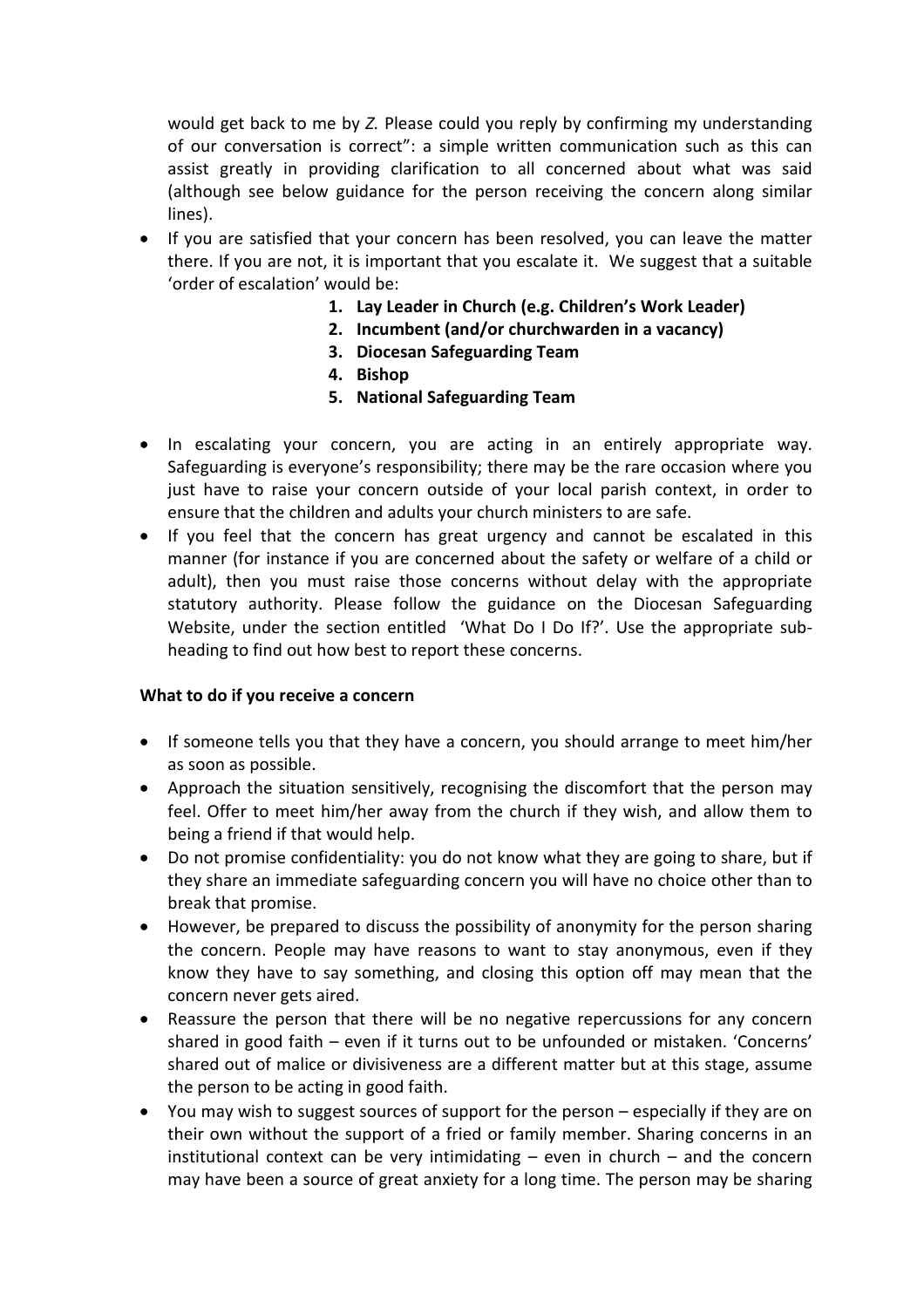would get back to me by *Z.* Please could you reply by confirming my understanding of our conversation is correct": a simple written communication such as this can assist greatly in providing clarification to all concerned about what was said (although see below guidance for the person receiving the concern along similar lines).

- If you are satisfied that your concern has been resolved, you can leave the matter there. If you are not, it is important that you escalate it. We suggest that a suitable 'order of escalation' would be:
    1. **Lay Leader in Church (e.g. Children's Work Leader)**
    2. **Incumbent (and/or churchwarden in a vacancy)**
    3. **Diocesan Safeguarding Team**
    4. **Bishop**
    5. **National Safeguarding Team**

- In escalating your concern, you are acting in an entirely appropriate way. Safeguarding is everyone's responsibility; there may be the rare occasion where you just have to raise your concern outside of your local parish context, in order to ensure that the children and adults your church ministers to are safe.
- If you feel that the concern has great urgency and cannot be escalated in this manner (for instance if you are concerned about the safety or welfare of a child or adult), then you must raise those concerns without delay with the appropriate statutory authority. Please follow the guidance on the Diocesan Safeguarding Website, under the section entitled 'What Do I Do If?'. Use the appropriate sub-heading to find out how best to report these concerns.

**What to do if you receive a concern**

- If someone tells you that they have a concern, you should arrange to meet him/her as soon as possible.
- Approach the situation sensitively, recognising the discomfort that the person may feel. Offer to meet him/her away from the church if they wish, and allow them to being a friend if that would help.
- Do not promise confidentiality: you do not know what they are going to share, but if they share an immediate safeguarding concern you will have no choice other than to break that promise.
- However, be prepared to discuss the possibility of anonymity for the person sharing the concern. People may have reasons to want to stay anonymous, even if they know they have to say something, and closing this option off may mean that the concern never gets aired.
- Reassure the person that there will be no negative repercussions for any concern shared in good faith – even if it turns out to be unfounded or mistaken. 'Concerns' shared out of malice or divisiveness are a different matter but at this stage, assume the person to be acting in good faith.
- You may wish to suggest sources of support for the person – especially if they are on their own without the support of a fried or family member. Sharing concerns in an institutional context can be very intimidating – even in church – and the concern may have been a source of great anxiety for a long time. The person may be sharing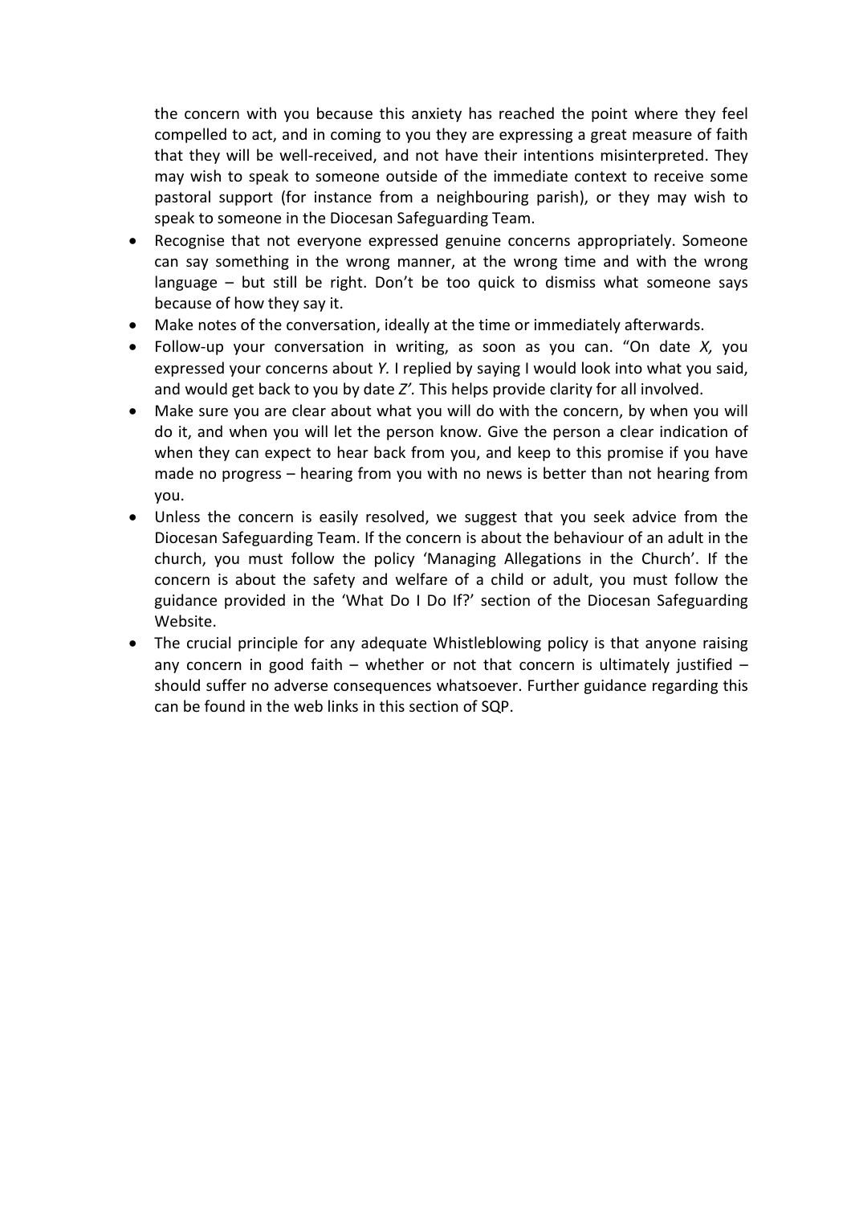the concern with you because this anxiety has reached the point where they feel compelled to act, and in coming to you they are expressing a great measure of faith that they will be well-received, and not have their intentions misinterpreted. They may wish to speak to someone outside of the immediate context to receive some pastoral support (for instance from a neighbouring parish), or they may wish to speak to someone in the Diocesan Safeguarding Team.

- Recognise that not everyone expressed genuine concerns appropriately. Someone can say something in the wrong manner, at the wrong time and with the wrong language – but still be right. Don't be too quick to dismiss what someone says because of how they say it.
- Make notes of the conversation, ideally at the time or immediately afterwards.
- Follow-up your conversation in writing, as soon as you can. "On date *X,* you expressed your concerns about *Y.* I replied by saying I would look into what you said, and would get back to you by date *Z'*. This helps provide clarity for all involved.
- Make sure you are clear about what you will do with the concern, by when you will do it, and when you will let the person know. Give the person a clear indication of when they can expect to hear back from you, and keep to this promise if you have made no progress – hearing from you with no news is better than not hearing from you.
- Unless the concern is easily resolved, we suggest that you seek advice from the Diocesan Safeguarding Team. If the concern is about the behaviour of an adult in the church, you must follow the policy 'Managing Allegations in the Church'. If the concern is about the safety and welfare of a child or adult, you must follow the guidance provided in the 'What Do I Do If?' section of the Diocesan Safeguarding Website.
- The crucial principle for any adequate Whistleblowing policy is that anyone raising any concern in good faith – whether or not that concern is ultimately justified – should suffer no adverse consequences whatsoever. Further guidance regarding this can be found in the web links in this section of SQP.